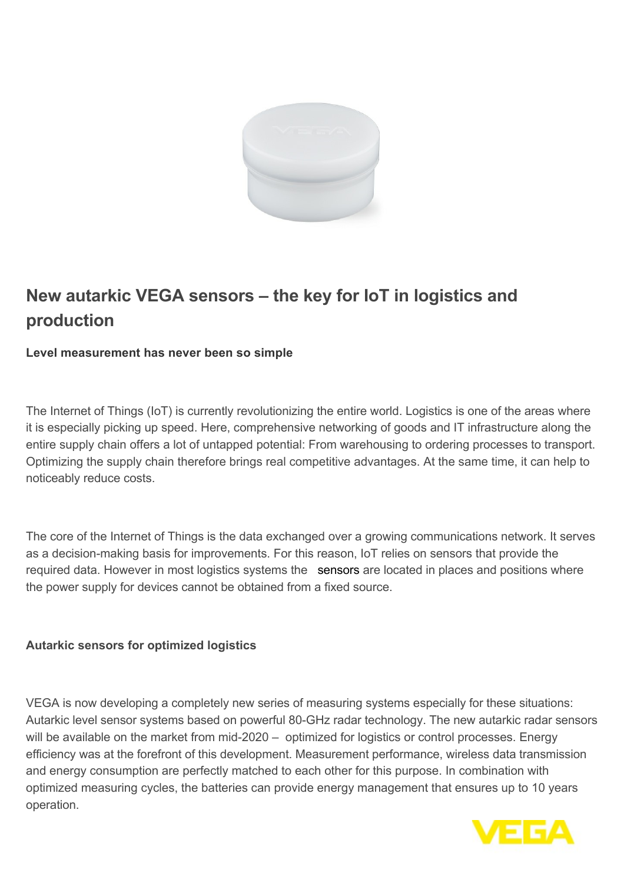# New autarkic VEGA sensors – the key for IoT in logistics and production

**Level measurement has never been so simple**

The Internet of Things (IoT) is currently revolutionizing the entire world. Logistics is one of the areas where it is especially picking up speed. Here, comprehensive networking of goods and IT infrastructure along the entire supply chain offers a lot of untapped potential: From warehousing to ordering processes to transport. Optimizing the supply chain therefore brings real competitive advantages. At the same time, it can help to noticeably reduce costs.

The core of the Internet of Things is the data exchanged over a growing communications network. It serves as a decision-making basis for improvements. For this reason, IoT relies on sensors that provide the required data. However in most logistics systems the sensors are located in places and positions where the power supply for devices cannot be obtained from a fixed source.

**Autarkic sensors for optimized logistics**

VEGA is now developing a completely new series of measuring systems especially for these situations: Autarkic level sensor systems based on powerful 80-GHz radar technology. The new autarkic radar sensors will be available on the market from mid-2020 – optimized for logistics or control processes. Energy efficiency was at the forefront of this development. Measurement performance, wireless data transmission and energy consumption are perfectly matched to each other for this purpose. In combination with optimized measuring cycles, the batteries can provide energy management that ensures up to 10 years operation.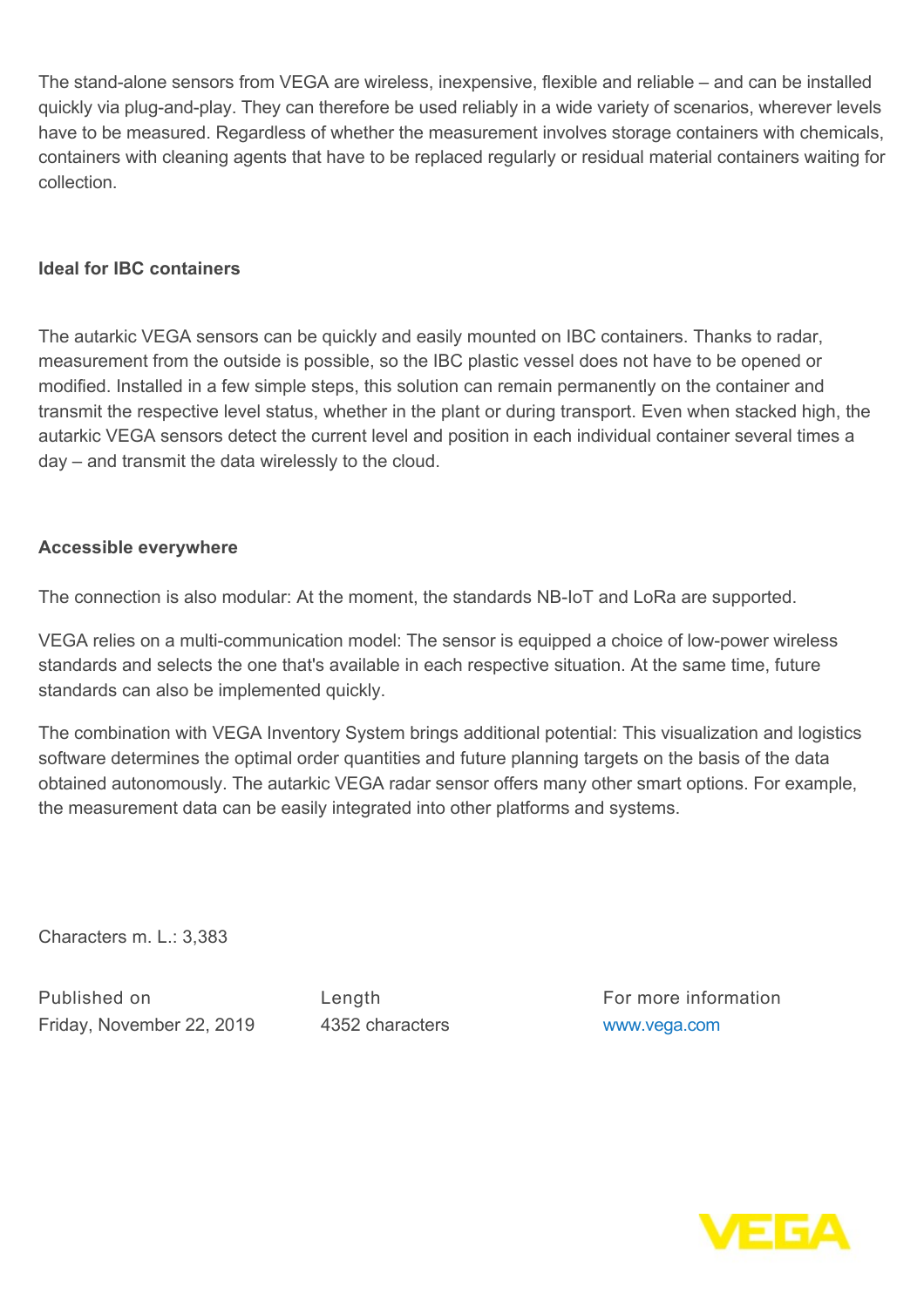The stand-alone sensors from VEGA are wireless, inexpensive, flexible and reliable – and can be installed quickly via plug-and-play. They can therefore be used reliably in a wide variety of scenarios, wherever levels have to be measured. Regardless of whether the measurement involves storage containers with chemicals, containers with cleaning agents that have to be replaced regularly or residual material containers waiting for collection.

**Ideal for IBC containers**

The autarkic VEGA sensors can be quickly and easily mounted on IBC containers. Thanks to radar, measurement from the outside is possible, so the IBC plastic vessel does not have to be opened or modified. Installed in a few simple steps, this solution can remain permanently on the container and transmit the respective level status, whether in the plant or during transport. Even when stacked high, the autarkic VEGA sensors detect the current level and position in each individual container several times a day – and transmit the data wirelessly to the cloud.

**Accessible everywhere**

The connection is also modular: At the moment, the standards NB-IoT and LoRa are supported.

VEGA relies on a multi-communication model: The sensor is equipped a choice of low-power wireless standards and selects the one that's available in each respective situation. At the same time, future standards can also be implemented quickly.

The combination with VEGA Inventory System brings additional potential: This visualization and logistics software determines the optimal order quantities and future planning targets on the basis of the data obtained autonomously. The autarkic VEGA radar sensor offers many other smart options. For example, the measurement data can be easily integrated into other platforms and systems.

Characters m. L.: 3,383

| Published on | Length | For more information |
| --- | --- | --- |
| Friday, November 22, 2019 | 4352 characters | www.vega.com |